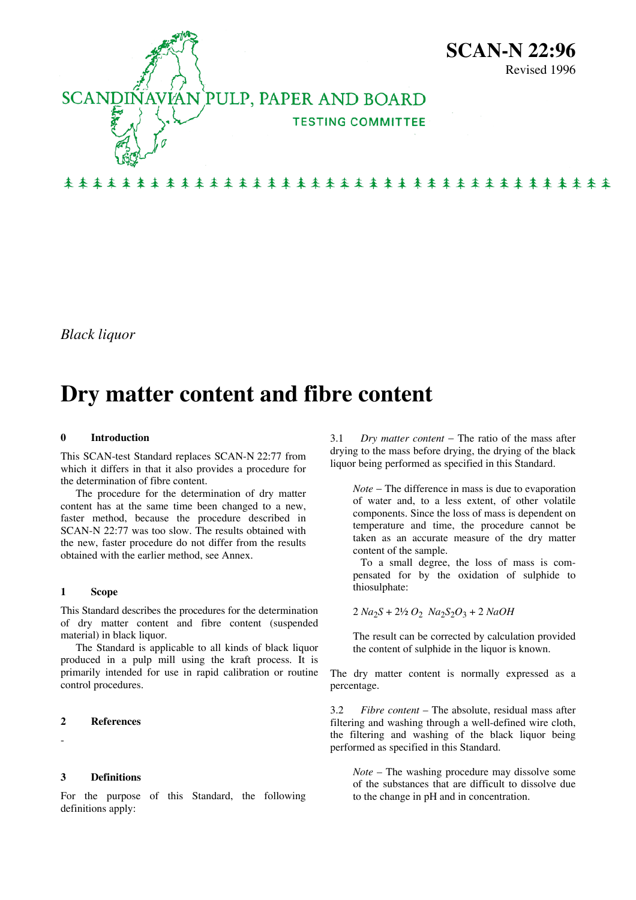# SCAN-N 22:96

Revised 1996

SCANDINAVIAN PULP, PAPER AND BOARD

TESTING COMMITTEE

*Black liquor*

# Dry matter content and fibre content

## 0 Introduction

This SCAN-test Standard replaces SCAN-N 22:77 from which it differs in that it also provides a procedure for the determination of fibre content.

The procedure for the determination of dry matter content has at the same time been changed to a new, faster method, because the procedure described in SCAN-N 22:77 was too slow. The results obtained with the new, faster procedure do not differ from the results obtained with the earlier method, see Annex.

## 1 Scope

This Standard describes the procedures for the determination of dry matter content and fibre content (suspended material) in black liquor.

The Standard is applicable to all kinds of black liquor produced in a pulp mill using the kraft process. It is primarily intended for use in rapid calibration or routine control procedures.

## 2 References

-

## 3 Definitions

For the purpose of this Standard, the following definitions apply:

3.1 *Dry matter content* – The ratio of the mass after drying to the mass before drying, the drying of the black liquor being performed as specified in this Standard.

> *Note* – The difference in mass is due to evaporation of water and, to a less extent, of other volatile components. Since the loss of mass is dependent on temperature and time, the procedure cannot be taken as an accurate measure of the dry matter content of the sample.
>
> To a small degree, the loss of mass is compensated for by the oxidation of sulphide to thiosulphate:
>
> $2\ Na_2S + 2½\ O_2 \ \ Na_2S_2O_3 + 2\ NaOH$
>
> The result can be corrected by calculation provided the content of sulphide in the liquor is known.

The dry matter content is normally expressed as a percentage.

3.2 *Fibre content* – The absolute, residual mass after filtering and washing through a well-defined wire cloth, the filtering and washing of the black liquor being performed as specified in this Standard.

> *Note* – The washing procedure may dissolve some of the substances that are difficult to dissolve due to the change in pH and in concentration.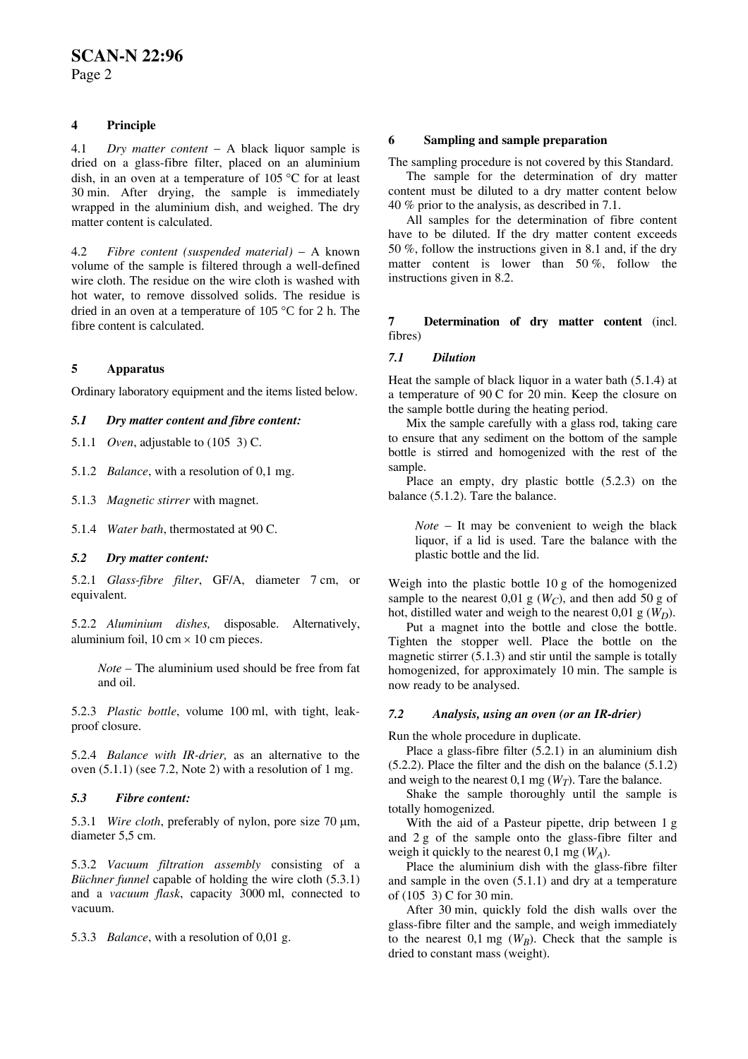## 4 Principle

4.1 *Dry matter content* – A black liquor sample is dried on a glass-fibre filter, placed on an aluminium dish, in an oven at a temperature of 105 °C for at least 30 min. After drying, the sample is immediately wrapped in the aluminium dish, and weighed. The dry matter content is calculated.

4.2 *Fibre content (suspended material)* – A known volume of the sample is filtered through a well-defined wire cloth. The residue on the wire cloth is washed with hot water, to remove dissolved solids. The residue is dried in an oven at a temperature of 105 °C for 2 h. The fibre content is calculated.

## 5 Apparatus

Ordinary laboratory equipment and the items listed below.

### *5.1 Dry matter content and fibre content:*

5.1.1 *Oven*, adjustable to (105  3) C.

5.1.2 *Balance*, with a resolution of 0,1 mg.

5.1.3 *Magnetic stirrer* with magnet.

5.1.4 *Water bath*, thermostated at 90 C.

### *5.2 Dry matter content:*

5.2.1 *Glass-fibre filter*, GF/A, diameter 7 cm, or equivalent.

5.2.2 *Aluminium dishes,* disposable. Alternatively, aluminium foil, 10 cm × 10 cm pieces.

> *Note* – The aluminium used should be free from fat and oil.

5.2.3 *Plastic bottle*, volume 100 ml, with tight, leak-proof closure.

5.2.4 *Balance with IR-drier,* as an alternative to the oven (5.1.1) (see 7.2, Note 2) with a resolution of 1 mg.

### *5.3 Fibre content:*

5.3.1 *Wire cloth*, preferably of nylon, pore size 70 µm, diameter 5,5 cm.

5.3.2 *Vacuum filtration assembly* consisting of a *Büchner funnel* capable of holding the wire cloth (5.3.1) and a *vacuum flask*, capacity 3000 ml, connected to vacuum.

5.3.3 *Balance*, with a resolution of 0,01 g.

## 6 Sampling and sample preparation

The sampling procedure is not covered by this Standard.

The sample for the determination of dry matter content must be diluted to a dry matter content below 40 % prior to the analysis, as described in 7.1.

All samples for the determination of fibre content have to be diluted. If the dry matter content exceeds 50 %, follow the instructions given in 8.1 and, if the dry matter content is lower than 50 %, follow the instructions given in 8.2.

## 7 Determination of dry matter content (incl. fibres)

### *7.1 Dilution*

Heat the sample of black liquor in a water bath (5.1.4) at a temperature of 90 C for 20 min. Keep the closure on the sample bottle during the heating period.

Mix the sample carefully with a glass rod, taking care to ensure that any sediment on the bottom of the sample bottle is stirred and homogenized with the rest of the sample.

Place an empty, dry plastic bottle (5.2.3) on the balance (5.1.2). Tare the balance.

> *Note* – It may be convenient to weigh the black liquor, if a lid is used. Tare the balance with the plastic bottle and the lid.

Weigh into the plastic bottle 10 g of the homogenized sample to the nearest 0,01 g ($W_C$), and then add 50 g of hot, distilled water and weigh to the nearest 0,01 g ($W_D$).

Put a magnet into the bottle and close the bottle. Tighten the stopper well. Place the bottle on the magnetic stirrer (5.1.3) and stir until the sample is totally homogenized, for approximately 10 min. The sample is now ready to be analysed.

### *7.2 Analysis, using an oven (or an IR-drier)*

Run the whole procedure in duplicate.

Place a glass-fibre filter (5.2.1) in an aluminium dish (5.2.2). Place the filter and the dish on the balance (5.1.2) and weigh to the nearest 0,1 mg ($W_T$). Tare the balance.

Shake the sample thoroughly until the sample is totally homogenized.

With the aid of a Pasteur pipette, drip between 1 g and 2 g of the sample onto the glass-fibre filter and weigh it quickly to the nearest 0,1 mg ($W_A$).

Place the aluminium dish with the glass-fibre filter and sample in the oven (5.1.1) and dry at a temperature of (105  3) C for 30 min.

After 30 min, quickly fold the dish walls over the glass-fibre filter and the sample, and weigh immediately to the nearest 0,1 mg ($W_B$). Check that the sample is dried to constant mass (weight).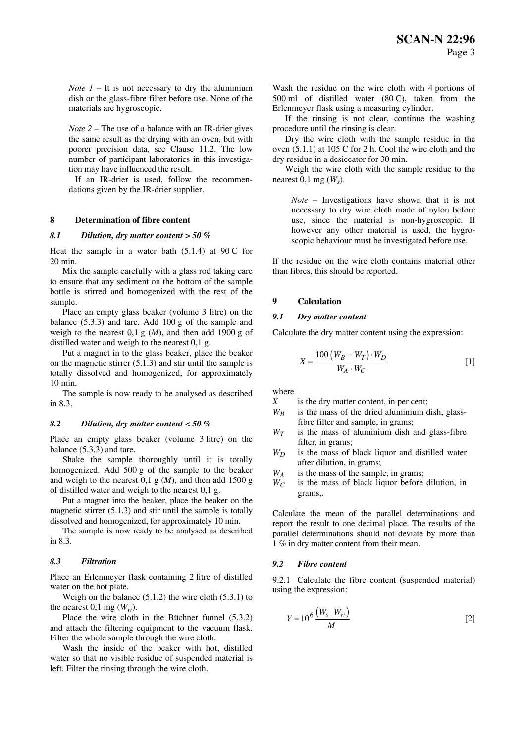*Note 1* – It is not necessary to dry the aluminium dish or the glass-fibre filter before use. None of the materials are hygroscopic.

*Note 2* – The use of a balance with an IR-drier gives the same result as the drying with an oven, but with poorer precision data, see Clause 11.2. The low number of participant laboratories in this investigation may have influenced the result.

If an IR-drier is used, follow the recommendations given by the IR-drier supplier.

## 8 Determination of fibre content

### *8.1 Dilution, dry matter content > 50 %*

Heat the sample in a water bath (5.1.4) at 90 C for 20 min.

Mix the sample carefully with a glass rod taking care to ensure that any sediment on the bottom of the sample bottle is stirred and homogenized with the rest of the sample.

Place an empty glass beaker (volume 3 litre) on the balance (5.3.3) and tare. Add 100 g of the sample and weigh to the nearest 0,1 g ($M$), and then add 1900 g of distilled water and weigh to the nearest 0,1 g.

Put a magnet in to the glass beaker, place the beaker on the magnetic stirrer (5.1.3) and stir until the sample is totally dissolved and homogenized, for approximately 10 min.

The sample is now ready to be analysed as described in 8.3.

### *8.2 Dilution, dry matter content < 50 %*

Place an empty glass beaker (volume 3 litre) on the balance (5.3.3) and tare.

Shake the sample thoroughly until it is totally homogenized. Add 500 g of the sample to the beaker and weigh to the nearest 0,1 g ($M$), and then add 1500 g of distilled water and weigh to the nearest 0,1 g.

Put a magnet into the beaker, place the beaker on the magnetic stirrer (5.1.3) and stir until the sample is totally dissolved and homogenized, for approximately 10 min.

The sample is now ready to be analysed as described in 8.3.

### *8.3 Filtration*

Place an Erlenmeyer flask containing 2 litre of distilled water on the hot plate.

Weigh on the balance (5.1.2) the wire cloth (5.3.1) to the nearest 0,1 mg ($W_w$).

Place the wire cloth in the Büchner funnel (5.3.2) and attach the filtering equipment to the vacuum flask. Filter the whole sample through the wire cloth.

Wash the inside of the beaker with hot, distilled water so that no visible residue of suspended material is left. Filter the rinsing through the wire cloth.

Wash the residue on the wire cloth with 4 portions of 500 ml of distilled water (80 C), taken from the Erlenmeyer flask using a measuring cylinder.

If the rinsing is not clear, continue the washing procedure until the rinsing is clear.

Dry the wire cloth with the sample residue in the oven (5.1.1) at 105 C for 2 h. Cool the wire cloth and the dry residue in a desiccator for 30 min.

Weigh the wire cloth with the sample residue to the nearest 0,1 mg ($W_s$).

*Note* – Investigations have shown that it is not necessary to dry wire cloth made of nylon before use, since the material is non-hygroscopic. If however any other material is used, the hygroscopic behaviour must be investigated before use.

If the residue on the wire cloth contains material other than fibres, this should be reported.

## 9 Calculation

### *9.1 Dry matter content*

Calculate the dry matter content using the expression:

$$X = \frac{100\left(W_B - W_T\right) \cdot W_D}{W_A \cdot W_C} \qquad [1]$$

where

- $X$ is the dry matter content, in per cent;
- $W_B$ is the mass of the dried aluminium dish, glass-fibre filter and sample, in grams;
- $W_T$ is the mass of aluminium dish and glass-fibre filter, in grams;
- $W_D$ is the mass of black liquor and distilled water after dilution, in grams;
- $W_A$ is the mass of the sample, in grams;
- $W_C$ is the mass of black liquor before dilution, in grams,.

Calculate the mean of the parallel determinations and report the result to one decimal place. The results of the parallel determinations should not deviate by more than 1 % in dry matter content from their mean.

### *9.2 Fibre content*

9.2.1 Calculate the fibre content (suspended material) using the expression:

$$Y = 10^6 \frac{\left(W_s - W_w\right)}{M} \qquad [2]$$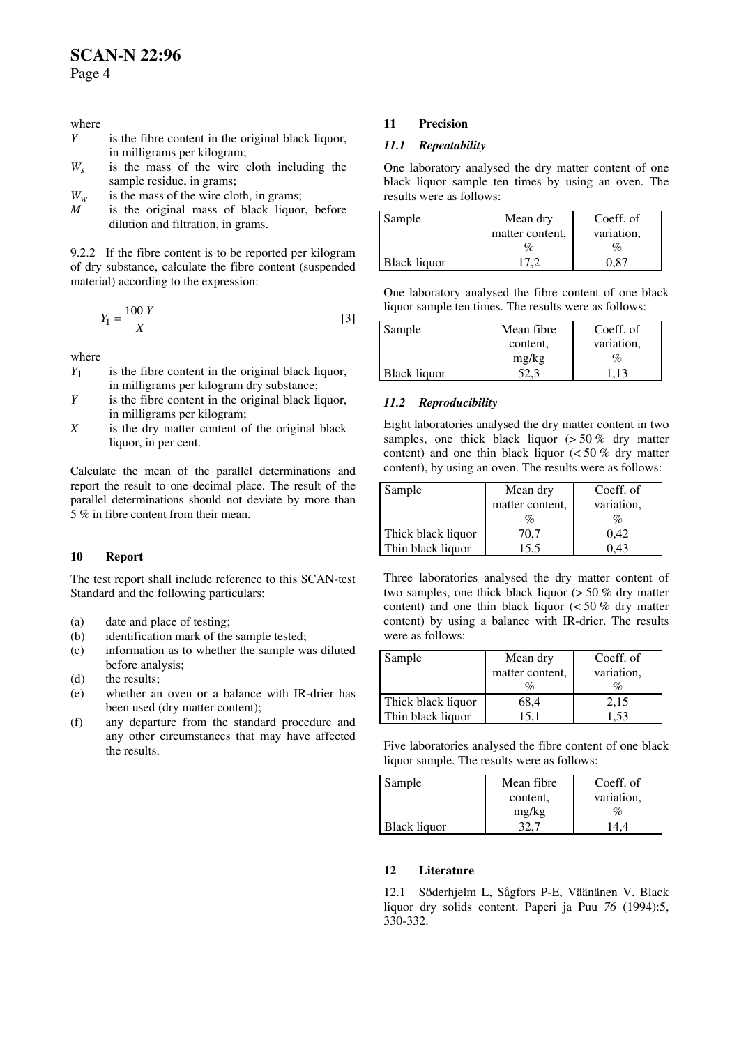where

- $Y$ is the fibre content in the original black liquor, in milligrams per kilogram;
- $W_s$ is the mass of the wire cloth including the sample residue, in grams;
- $W_w$ is the mass of the wire cloth, in grams;
- $M$ is the original mass of black liquor, before dilution and filtration, in grams.

9.2.2 If the fibre content is to be reported per kilogram of dry substance, calculate the fibre content (suspended material) according to the expression:

$$Y_1 = \frac{100\,Y}{X} \qquad [3]$$

where

- $Y_1$ is the fibre content in the original black liquor, in milligrams per kilogram dry substance;
- $Y$ is the fibre content in the original black liquor, in milligrams per kilogram;
- $X$ is the dry matter content of the original black liquor, in per cent.

Calculate the mean of the parallel determinations and report the result to one decimal place. The result of the parallel determinations should not deviate by more than 5 % in fibre content from their mean.

## 10 Report

The test report shall include reference to this SCAN-test Standard and the following particulars:

(a) date and place of testing;
(b) identification mark of the sample tested;
(c) information as to whether the sample was diluted before analysis;
(d) the results;
(e) whether an oven or a balance with IR-drier has been used (dry matter content);
(f) any departure from the standard procedure and any other circumstances that may have affected the results.

## 11 Precision

### *11.1 Repeatability*

One laboratory analysed the dry matter content of one black liquor sample ten times by using an oven. The results were as follows:

| Sample | Mean dry matter content, % | Coeff. of variation, % |
|---|---|---|
| Black liquor | 17,2 | 0,87 |

One laboratory analysed the fibre content of one black liquor sample ten times. The results were as follows:

| Sample | Mean fibre content, mg/kg | Coeff. of variation, % |
|---|---|---|
| Black liquor | 52,3 | 1,13 |

### *11.2 Reproducibility*

Eight laboratories analysed the dry matter content in two samples, one thick black liquor (> 50 % dry matter content) and one thin black liquor (< 50 % dry matter content), by using an oven. The results were as follows:

| Sample | Mean dry matter content, % | Coeff. of variation, % |
|---|---|---|
| Thick black liquor | 70,7 | 0,42 |
| Thin black liquor | 15,5 | 0,43 |

Three laboratories analysed the dry matter content of two samples, one thick black liquor (> 50 % dry matter content) and one thin black liquor (< 50 % dry matter content) by using a balance with IR-drier. The results were as follows:

| Sample | Mean dry matter content, % | Coeff. of variation, % |
|---|---|---|
| Thick black liquor | 68,4 | 2,15 |
| Thin black liquor | 15,1 | 1,53 |

Five laboratories analysed the fibre content of one black liquor sample. The results were as follows:

| Sample | Mean fibre content, mg/kg | Coeff. of variation, % |
|---|---|---|
| Black liquor | 32,7 | 14,4 |

## 12 Literature

12.1 Söderhjelm L, Sågfors P-E, Väänänen V. Black liquor dry solids content. Paperi ja Puu *76* (1994):5, 330-332.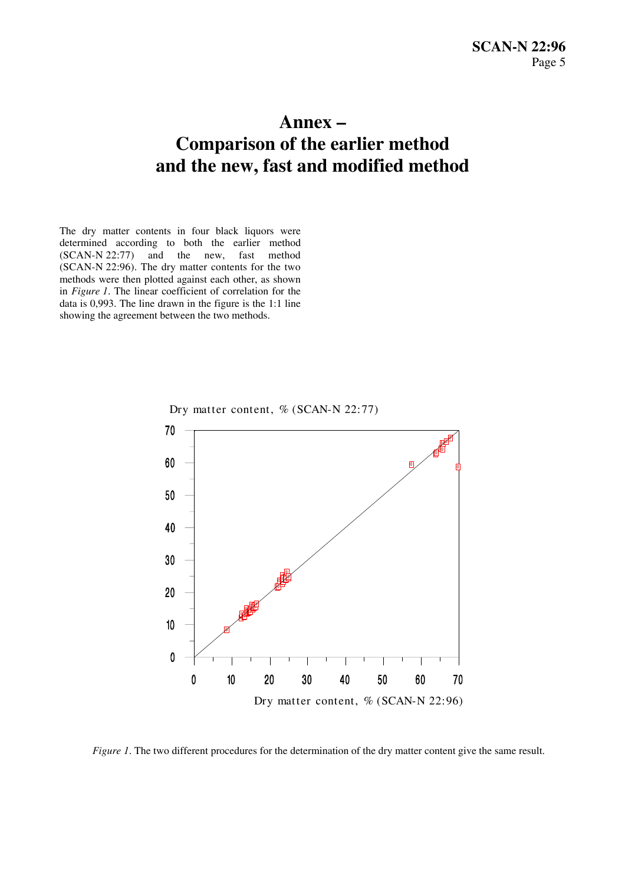# Annex – Comparison of the earlier method and the new, fast and modified method

The dry matter contents in four black liquors were determined according to both the earlier method (SCAN-N 22:77) and the new, fast method (SCAN-N 22:96). The dry matter contents for the two methods were then plotted against each other, as shown in *Figure 1*. The linear coefficient of correlation for the data is 0,993. The line drawn in the figure is the 1:1 line showing the agreement between the two methods.

*Figure 1*. The two different procedures for the determination of the dry matter content give the same result.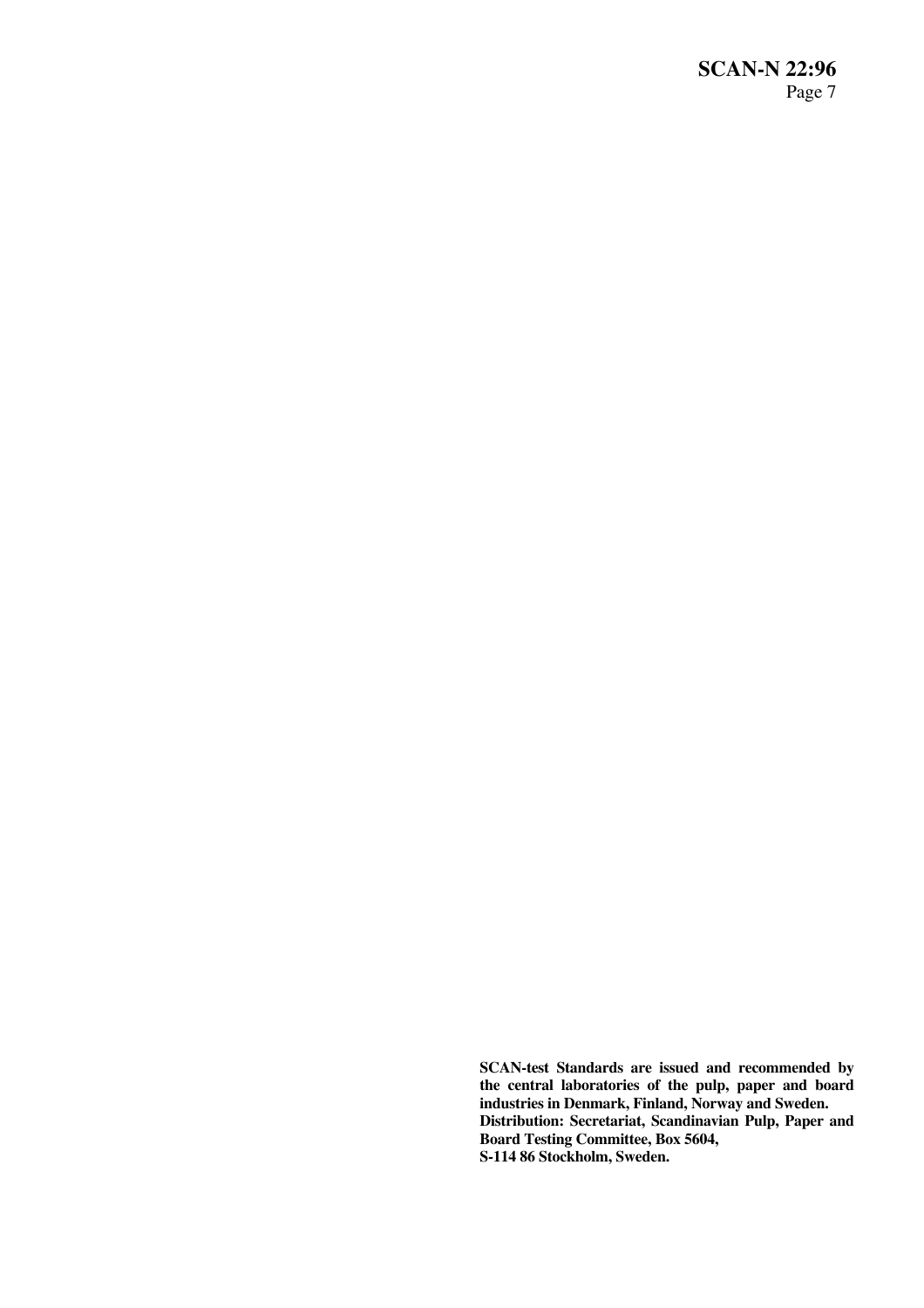**SCAN-test Standards are issued and recommended by the central laboratories of the pulp, paper and board industries in Denmark, Finland, Norway and Sweden.**
**Distribution: Secretariat, Scandinavian Pulp, Paper and Board Testing Committee, Box 5604,**
**S-114 86 Stockholm, Sweden.**